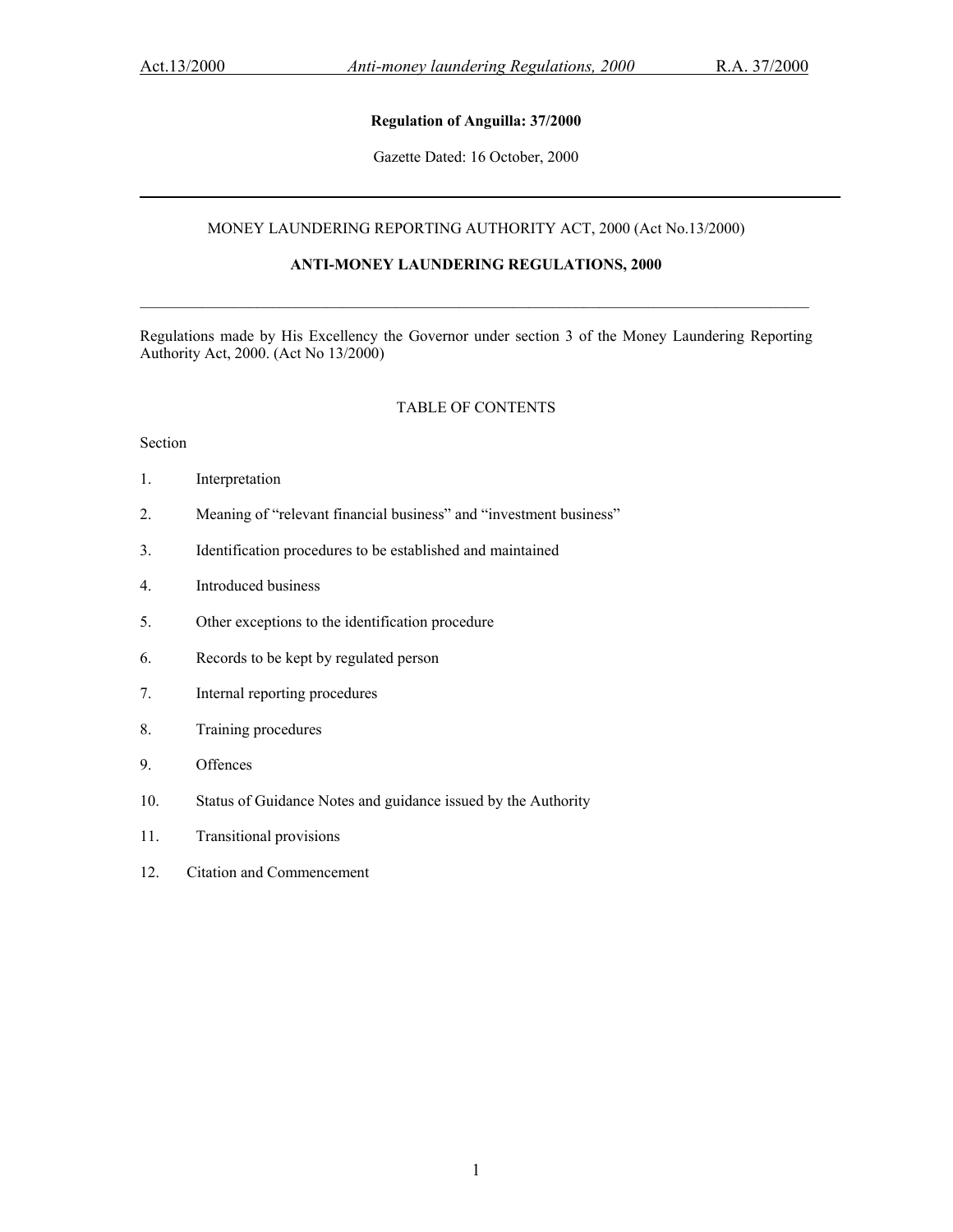**Regulation of Anguilla: 37/2000**

Gazette Dated: 16 October, 2000

---

MONEY LAUNDERING REPORTING AUTHORITY ACT, 2000 (Act No.13/2000)

# ANTI-MONEY LAUNDERING REGULATIONS, 2000

---

Regulations made by His Excellency the Governor under section 3 of the Money Laundering Reporting Authority Act, 2000. (Act No 13/2000)

## TABLE OF CONTENTS

Section

1. Interpretation
2. Meaning of "relevant financial business" and "investment business"
3. Identification procedures to be established and maintained
4. Introduced business
5. Other exceptions to the identification procedure
6. Records to be kept by regulated person
7. Internal reporting procedures
8. Training procedures
9. Offences
10. Status of Guidance Notes and guidance issued by the Authority
11. Transitional provisions
12. Citation and Commencement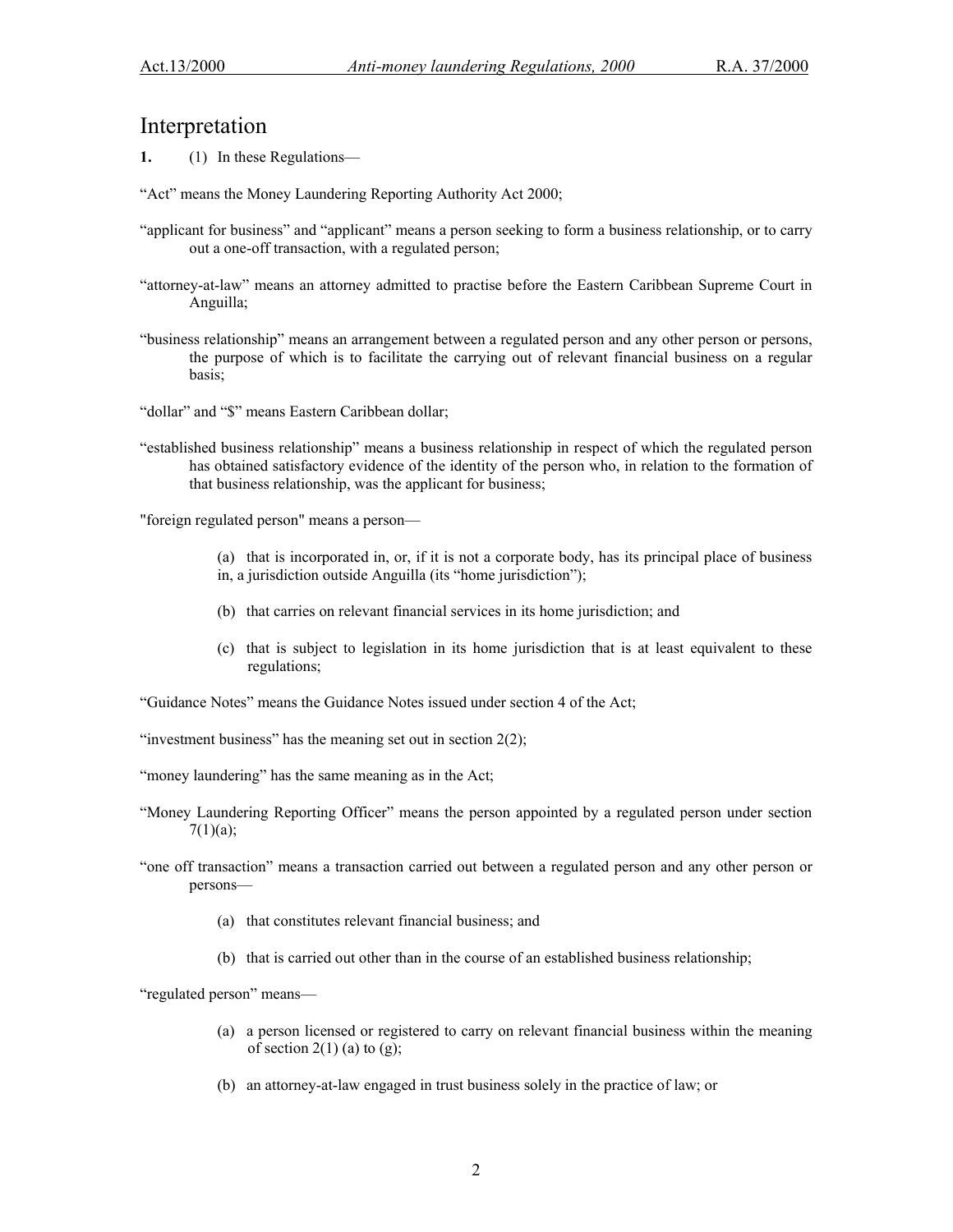## Interpretation

**1.** (1) In these Regulations—

"Act" means the Money Laundering Reporting Authority Act 2000;

"applicant for business" and "applicant" means a person seeking to form a business relationship, or to carry out a one-off transaction, with a regulated person;

"attorney-at-law" means an attorney admitted to practise before the Eastern Caribbean Supreme Court in Anguilla;

"business relationship" means an arrangement between a regulated person and any other person or persons, the purpose of which is to facilitate the carrying out of relevant financial business on a regular basis;

"dollar" and "$" means Eastern Caribbean dollar;

"established business relationship" means a business relationship in respect of which the regulated person has obtained satisfactory evidence of the identity of the person who, in relation to the formation of that business relationship, was the applicant for business;

"foreign regulated person" means a person—

(a) that is incorporated in, or, if it is not a corporate body, has its principal place of business in, a jurisdiction outside Anguilla (its "home jurisdiction");

(b) that carries on relevant financial services in its home jurisdiction; and

(c) that is subject to legislation in its home jurisdiction that is at least equivalent to these regulations;

"Guidance Notes" means the Guidance Notes issued under section 4 of the Act;

"investment business" has the meaning set out in section 2(2);

"money laundering" has the same meaning as in the Act;

"Money Laundering Reporting Officer" means the person appointed by a regulated person under section 7(1)(a);

"one off transaction" means a transaction carried out between a regulated person and any other person or persons—

(a) that constitutes relevant financial business; and

(b) that is carried out other than in the course of an established business relationship;

"regulated person" means—

(a) a person licensed or registered to carry on relevant financial business within the meaning of section 2(1) (a) to (g);

(b) an attorney-at-law engaged in trust business solely in the practice of law; or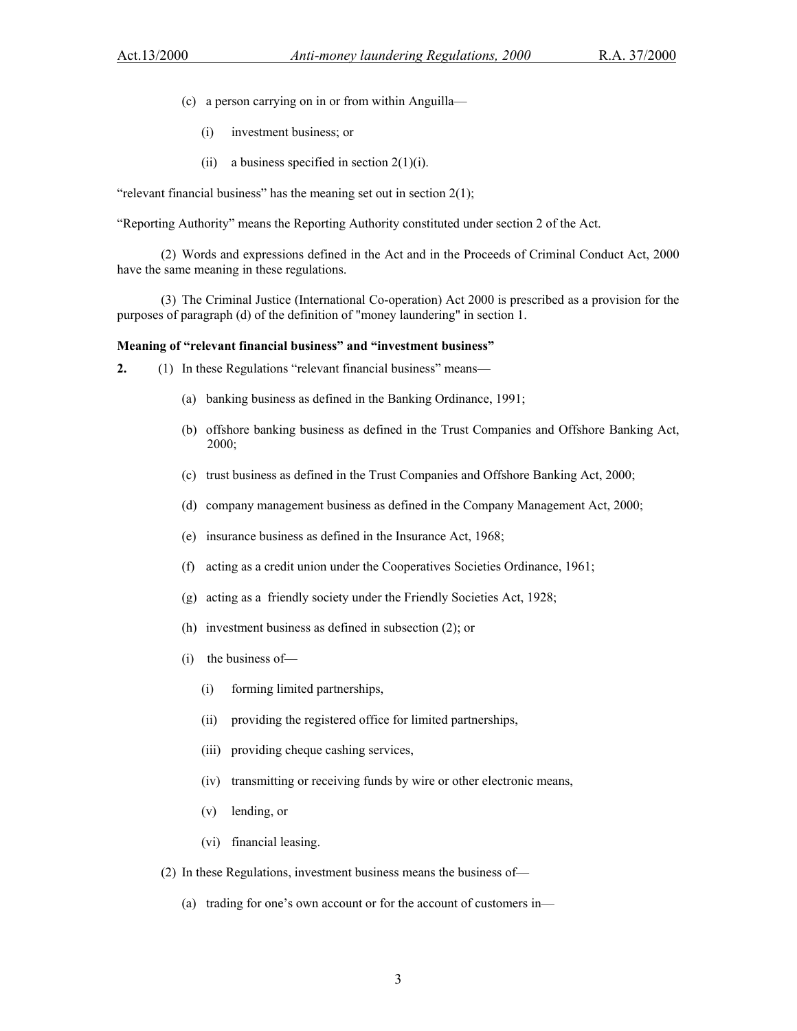(c) a person carrying on in or from within Anguilla—

(i) investment business; or

(ii) a business specified in section 2(1)(i).

"relevant financial business" has the meaning set out in section 2(1);

"Reporting Authority" means the Reporting Authority constituted under section 2 of the Act.

(2) Words and expressions defined in the Act and in the Proceeds of Criminal Conduct Act, 2000 have the same meaning in these regulations.

(3) The Criminal Justice (International Co-operation) Act 2000 is prescribed as a provision for the purposes of paragraph (d) of the definition of "money laundering" in section 1.

**Meaning of "relevant financial business" and "investment business"**

**2.** (1) In these Regulations "relevant financial business" means—

(a) banking business as defined in the Banking Ordinance, 1991;

(b) offshore banking business as defined in the Trust Companies and Offshore Banking Act, 2000;

(c) trust business as defined in the Trust Companies and Offshore Banking Act, 2000;

(d) company management business as defined in the Company Management Act, 2000;

(e) insurance business as defined in the Insurance Act, 1968;

(f) acting as a credit union under the Cooperatives Societies Ordinance, 1961;

(g) acting as a friendly society under the Friendly Societies Act, 1928;

(h) investment business as defined in subsection (2); or

(i) the business of—

(i) forming limited partnerships,

(ii) providing the registered office for limited partnerships,

(iii) providing cheque cashing services,

(iv) transmitting or receiving funds by wire or other electronic means,

(v) lending, or

(vi) financial leasing.

(2) In these Regulations, investment business means the business of—

(a) trading for one's own account or for the account of customers in—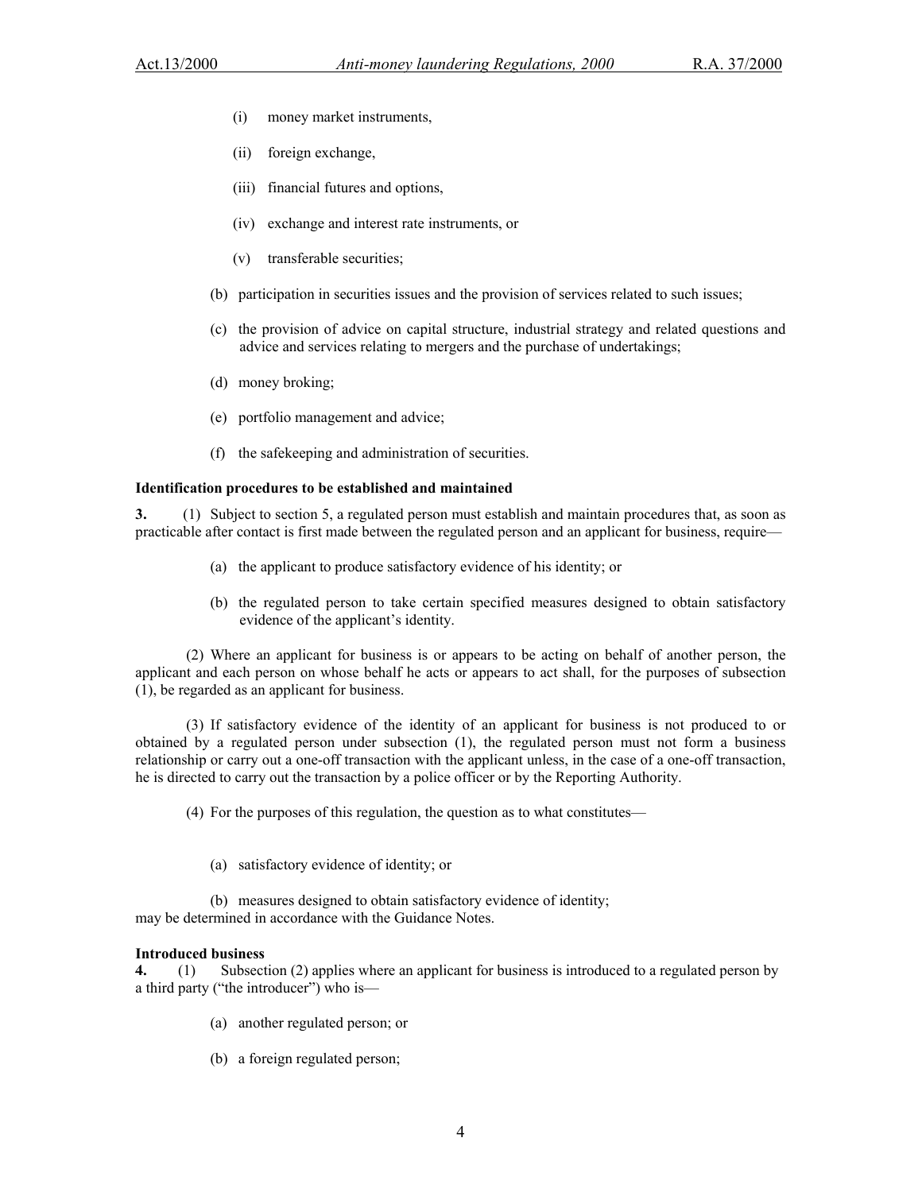(i) money market instruments,

(ii) foreign exchange,

(iii) financial futures and options,

(iv) exchange and interest rate instruments, or

(v) transferable securities;

(b) participation in securities issues and the provision of services related to such issues;

(c) the provision of advice on capital structure, industrial strategy and related questions and advice and services relating to mergers and the purchase of undertakings;

(d) money broking;

(e) portfolio management and advice;

(f) the safekeeping and administration of securities.

**Identification procedures to be established and maintained**

**3.** (1) Subject to section 5, a regulated person must establish and maintain procedures that, as soon as practicable after contact is first made between the regulated person and an applicant for business, require—

(a) the applicant to produce satisfactory evidence of his identity; or

(b) the regulated person to take certain specified measures designed to obtain satisfactory evidence of the applicant's identity.

(2) Where an applicant for business is or appears to be acting on behalf of another person, the applicant and each person on whose behalf he acts or appears to act shall, for the purposes of subsection (1), be regarded as an applicant for business.

(3) If satisfactory evidence of the identity of an applicant for business is not produced to or obtained by a regulated person under subsection (1), the regulated person must not form a business relationship or carry out a one-off transaction with the applicant unless, in the case of a one-off transaction, he is directed to carry out the transaction by a police officer or by the Reporting Authority.

(4) For the purposes of this regulation, the question as to what constitutes—

(a) satisfactory evidence of identity; or

(b) measures designed to obtain satisfactory evidence of identity;

may be determined in accordance with the Guidance Notes.

**Introduced business**

**4.** (1) Subsection (2) applies where an applicant for business is introduced to a regulated person by a third party ("the introducer") who is—

(a) another regulated person; or

(b) a foreign regulated person;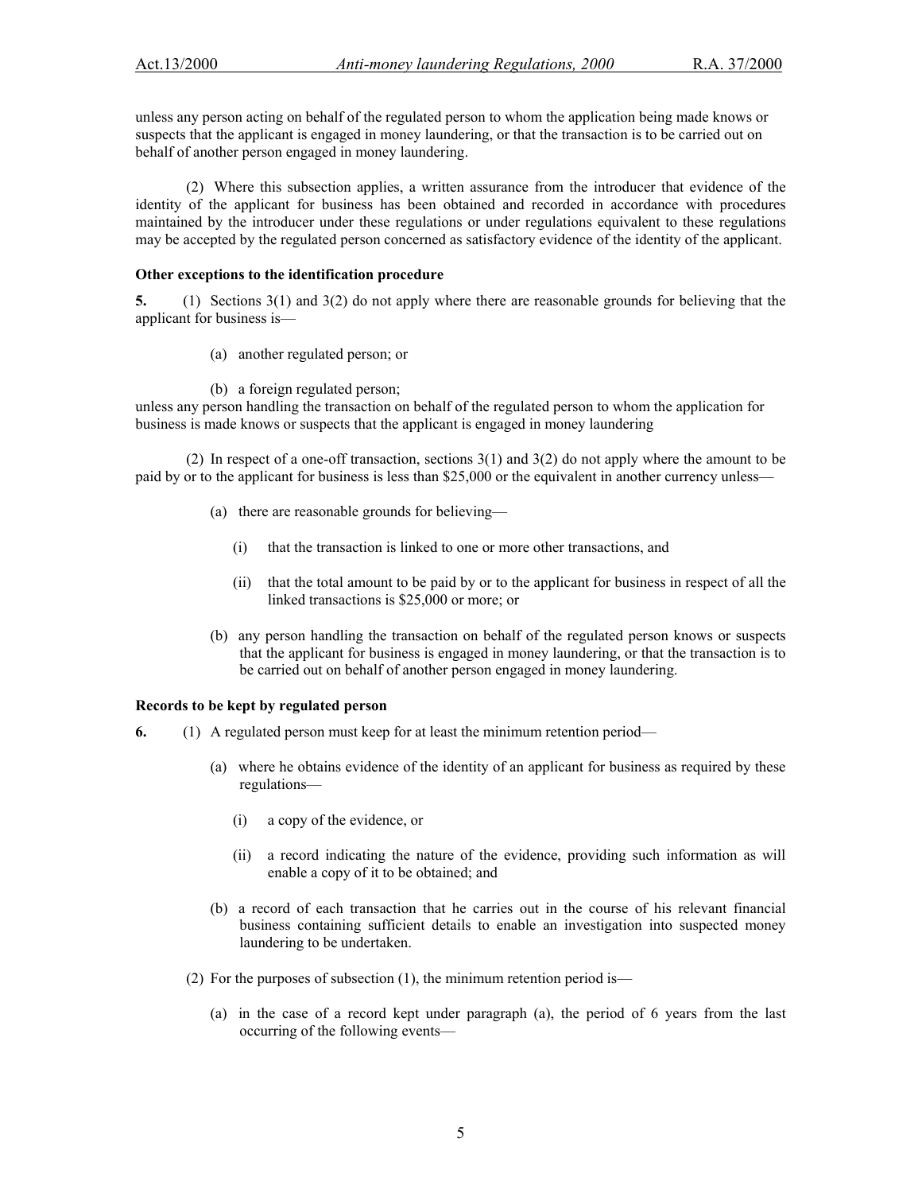unless any person acting on behalf of the regulated person to whom the application being made knows or suspects that the applicant is engaged in money laundering, or that the transaction is to be carried out on behalf of another person engaged in money laundering.

(2) Where this subsection applies, a written assurance from the introducer that evidence of the identity of the applicant for business has been obtained and recorded in accordance with procedures maintained by the introducer under these regulations or under regulations equivalent to these regulations may be accepted by the regulated person concerned as satisfactory evidence of the identity of the applicant.

**Other exceptions to the identification procedure**

**5.** (1) Sections 3(1) and 3(2) do not apply where there are reasonable grounds for believing that the applicant for business is—

(a) another regulated person; or

(b) a foreign regulated person;

unless any person handling the transaction on behalf of the regulated person to whom the application for business is made knows or suspects that the applicant is engaged in money laundering

(2) In respect of a one-off transaction, sections 3(1) and 3(2) do not apply where the amount to be paid by or to the applicant for business is less than $25,000 or the equivalent in another currency unless—

(a) there are reasonable grounds for believing—

(i) that the transaction is linked to one or more other transactions, and

(ii) that the total amount to be paid by or to the applicant for business in respect of all the linked transactions is $25,000 or more; or

(b) any person handling the transaction on behalf of the regulated person knows or suspects that the applicant for business is engaged in money laundering, or that the transaction is to be carried out on behalf of another person engaged in money laundering.

**Records to be kept by regulated person**

**6.** (1) A regulated person must keep for at least the minimum retention period—

(a) where he obtains evidence of the identity of an applicant for business as required by these regulations—

(i) a copy of the evidence, or

(ii) a record indicating the nature of the evidence, providing such information as will enable a copy of it to be obtained; and

(b) a record of each transaction that he carries out in the course of his relevant financial business containing sufficient details to enable an investigation into suspected money laundering to be undertaken.

(2) For the purposes of subsection (1), the minimum retention period is—

(a) in the case of a record kept under paragraph (a), the period of 6 years from the last occurring of the following events—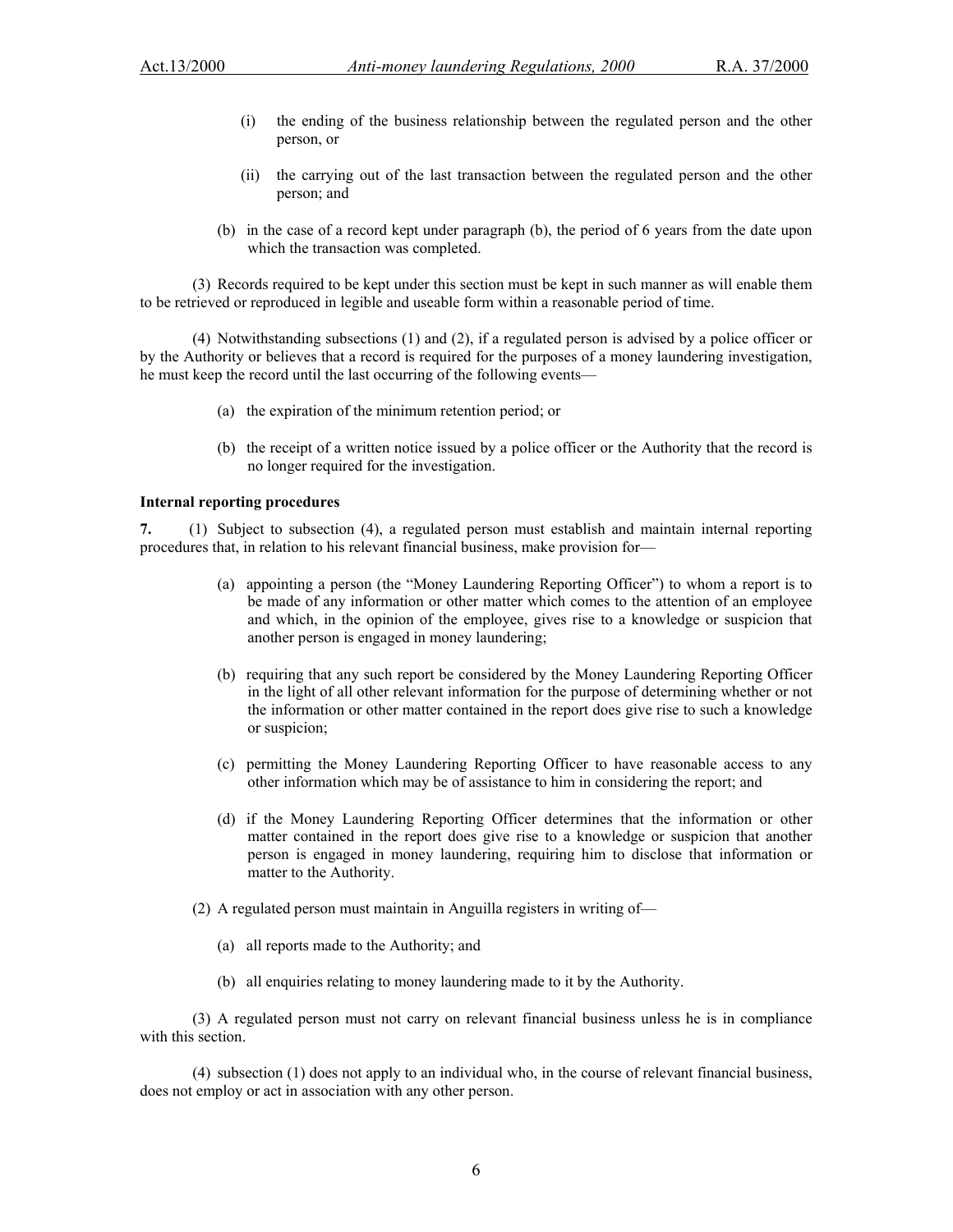(i) the ending of the business relationship between the regulated person and the other person, or

(ii) the carrying out of the last transaction between the regulated person and the other person; and

(b) in the case of a record kept under paragraph (b), the period of 6 years from the date upon which the transaction was completed.

(3) Records required to be kept under this section must be kept in such manner as will enable them to be retrieved or reproduced in legible and useable form within a reasonable period of time.

(4) Notwithstanding subsections (1) and (2), if a regulated person is advised by a police officer or by the Authority or believes that a record is required for the purposes of a money laundering investigation, he must keep the record until the last occurring of the following events—

(a) the expiration of the minimum retention period; or

(b) the receipt of a written notice issued by a police officer or the Authority that the record is no longer required for the investigation.

**Internal reporting procedures**

**7.** (1) Subject to subsection (4), a regulated person must establish and maintain internal reporting procedures that, in relation to his relevant financial business, make provision for—

(a) appointing a person (the "Money Laundering Reporting Officer") to whom a report is to be made of any information or other matter which comes to the attention of an employee and which, in the opinion of the employee, gives rise to a knowledge or suspicion that another person is engaged in money laundering;

(b) requiring that any such report be considered by the Money Laundering Reporting Officer in the light of all other relevant information for the purpose of determining whether or not the information or other matter contained in the report does give rise to such a knowledge or suspicion;

(c) permitting the Money Laundering Reporting Officer to have reasonable access to any other information which may be of assistance to him in considering the report; and

(d) if the Money Laundering Reporting Officer determines that the information or other matter contained in the report does give rise to a knowledge or suspicion that another person is engaged in money laundering, requiring him to disclose that information or matter to the Authority.

(2) A regulated person must maintain in Anguilla registers in writing of—

(a) all reports made to the Authority; and

(b) all enquiries relating to money laundering made to it by the Authority.

(3) A regulated person must not carry on relevant financial business unless he is in compliance with this section.

(4) subsection (1) does not apply to an individual who, in the course of relevant financial business, does not employ or act in association with any other person.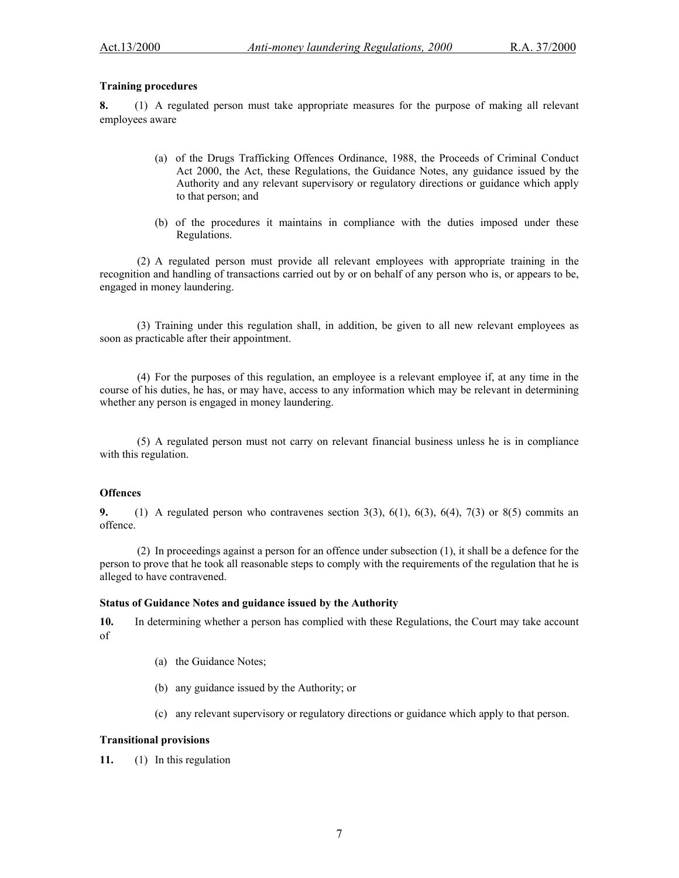### Training procedures

**8.** (1) A regulated person must take appropriate measures for the purpose of making all relevant employees aware

(a) of the Drugs Trafficking Offences Ordinance, 1988, the Proceeds of Criminal Conduct Act 2000, the Act, these Regulations, the Guidance Notes, any guidance issued by the Authority and any relevant supervisory or regulatory directions or guidance which apply to that person; and

(b) of the procedures it maintains in compliance with the duties imposed under these Regulations.

(2) A regulated person must provide all relevant employees with appropriate training in the recognition and handling of transactions carried out by or on behalf of any person who is, or appears to be, engaged in money laundering.

(3) Training under this regulation shall, in addition, be given to all new relevant employees as soon as practicable after their appointment.

(4) For the purposes of this regulation, an employee is a relevant employee if, at any time in the course of his duties, he has, or may have, access to any information which may be relevant in determining whether any person is engaged in money laundering.

(5) A regulated person must not carry on relevant financial business unless he is in compliance with this regulation.

### Offences

**9.** (1) A regulated person who contravenes section 3(3), 6(1), 6(3), 6(4), 7(3) or 8(5) commits an offence.

(2) In proceedings against a person for an offence under subsection (1), it shall be a defence for the person to prove that he took all reasonable steps to comply with the requirements of the regulation that he is alleged to have contravened.

### Status of Guidance Notes and guidance issued by the Authority

**10.** In determining whether a person has complied with these Regulations, the Court may take account of

(a) the Guidance Notes;

(b) any guidance issued by the Authority; or

(c) any relevant supervisory or regulatory directions or guidance which apply to that person.

### Transitional provisions

**11.** (1) In this regulation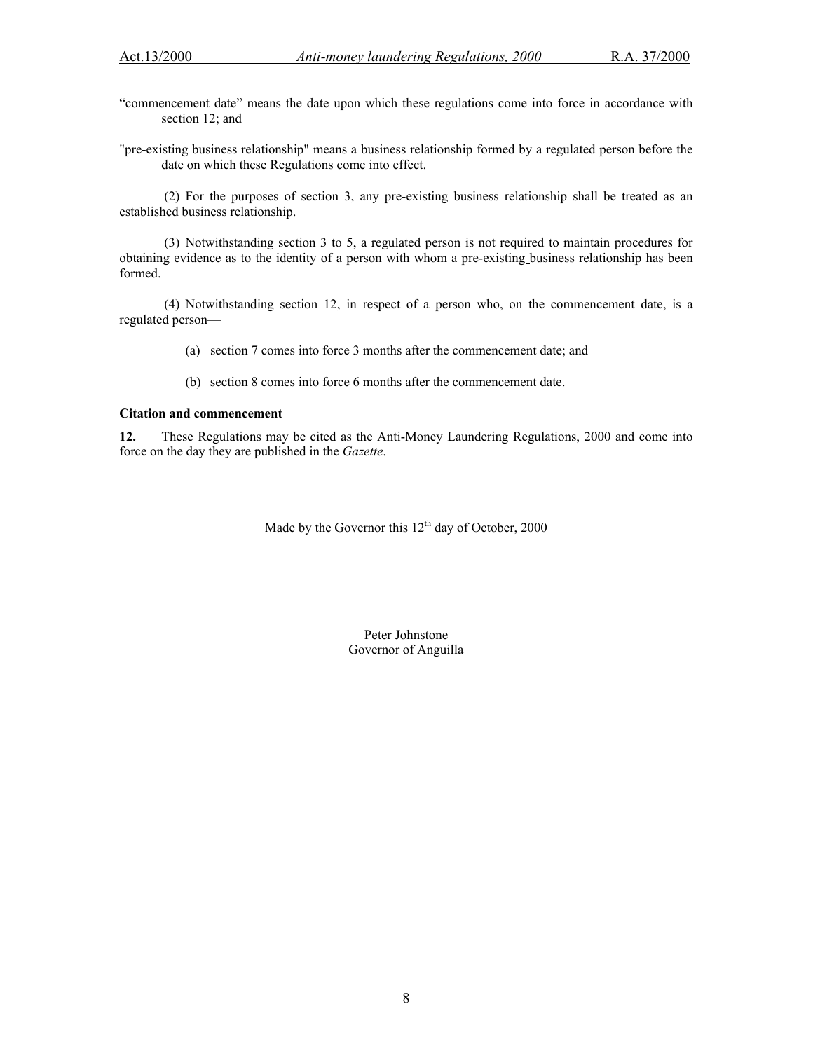"commencement date" means the date upon which these regulations come into force in accordance with section 12; and

"pre-existing business relationship" means a business relationship formed by a regulated person before the date on which these Regulations come into effect.

(2) For the purposes of section 3, any pre-existing business relationship shall be treated as an established business relationship.

(3) Notwithstanding section 3 to 5, a regulated person is not required to maintain procedures for obtaining evidence as to the identity of a person with whom a pre-existing business relationship has been formed.

(4) Notwithstanding section 12, in respect of a person who, on the commencement date, is a regulated person—

(a) section 7 comes into force 3 months after the commencement date; and

(b) section 8 comes into force 6 months after the commencement date.

**Citation and commencement**

**12.** These Regulations may be cited as the Anti-Money Laundering Regulations, 2000 and come into force on the day they are published in the *Gazette*.

Made by the Governor this 12th day of October, 2000

Peter Johnstone
Governor of Anguilla